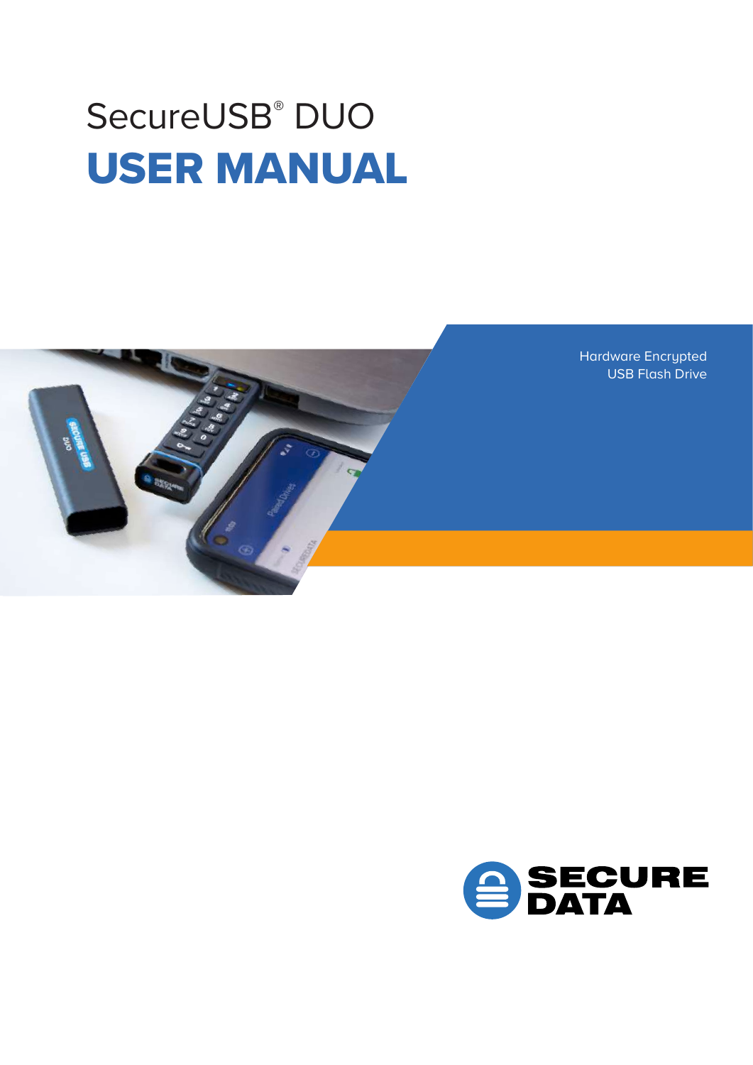# SecureUSB® DUO

# USER MANUAL

Hardware Encrypted
USB Flash Drive

SECURE DATA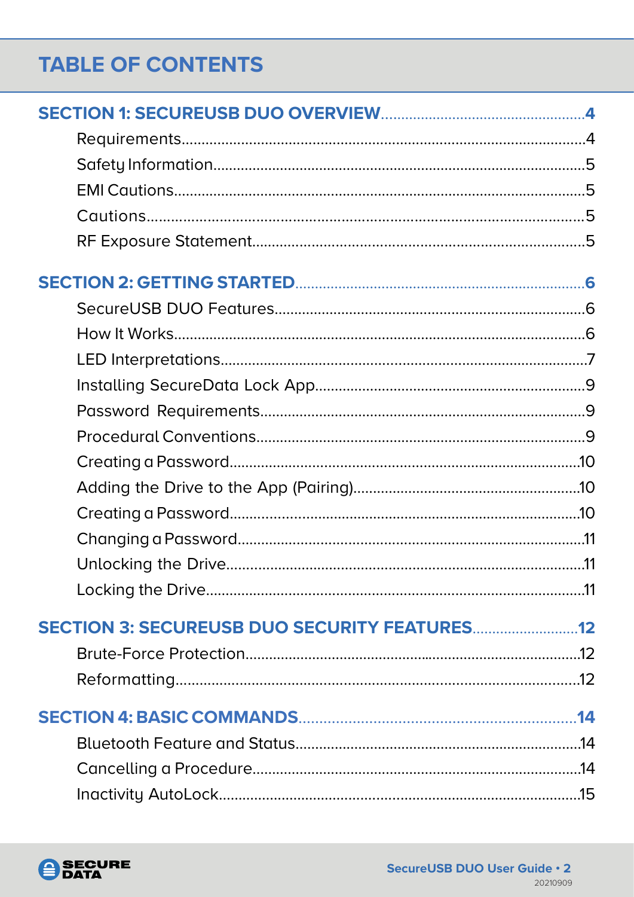# TABLE OF CONTENTS

**SECTION 1: SECUREUSB DUO OVERVIEW....................................................4**

Requirements.......................................................................................................4
Safety Information..............................................................................................5
EMI Cautions.........................................................................................................5
Cautions.................................................................................................................5
RF Exposure Statement.....................................................................................5

**SECTION 2: GETTING STARTED..........................................................................6**

SecureUSB DUO Features..............................................................................6
How It Works........................................................................................................6
LED Interpretations............................................................................................7
Installing SecureData Lock App.....................................................................9
Password Requirements...................................................................................9
Procedural Conventions...................................................................................9
Creating a Password.........................................................................................10
Adding the Drive to the App (Pairing).........................................................10
Creating a Password.........................................................................................10
Changing a Password........................................................................................11
Unlocking the Drive...........................................................................................11
Locking the Drive................................................................................................11

**SECTION 3: SECUREUSB DUO SECURITY FEATURES...........................12**

Brute-Force Protection.....................................................................................12
Reformatting.......................................................................................................12

**SECTION 4: BASIC COMMANDS......................................................................14**

Bluetooth Feature and Status........................................................................14
Cancelling a Procedure....................................................................................14
Inactivity AutoLock............................................................................................15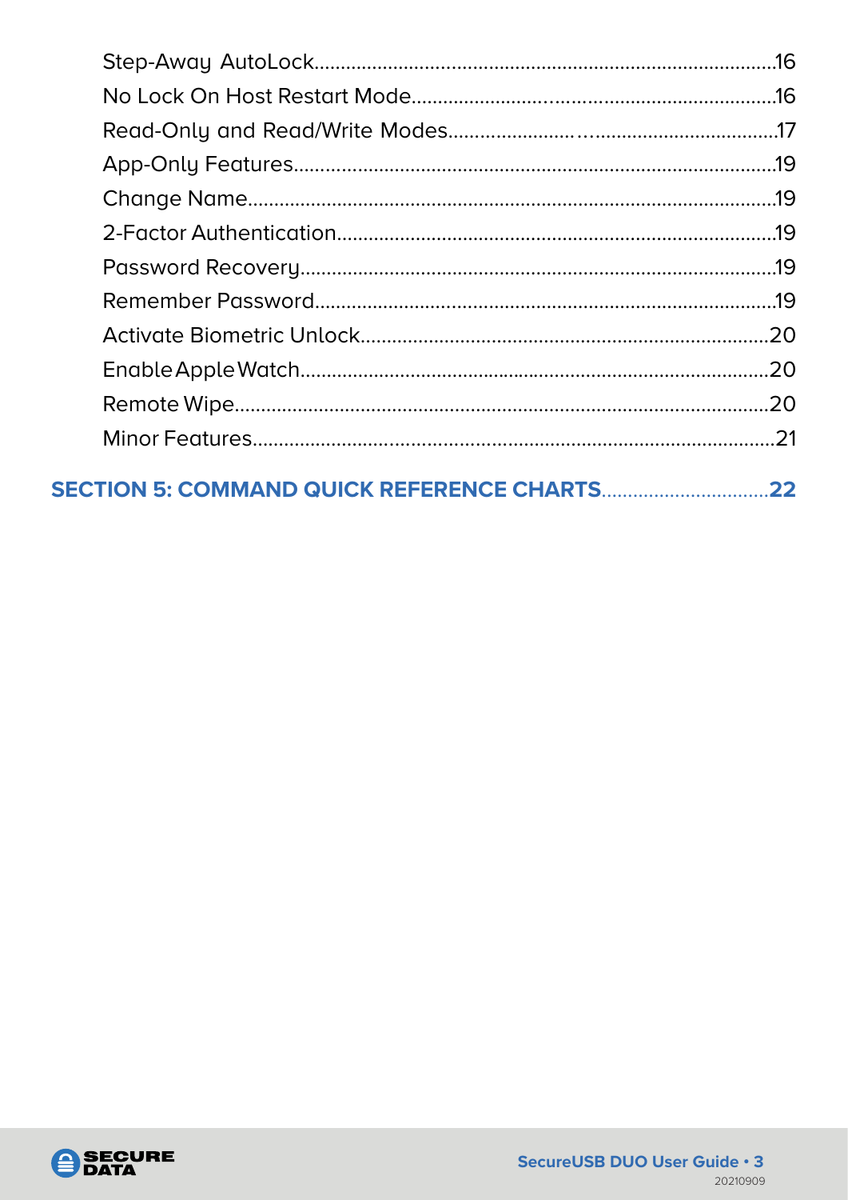Step-Away AutoLock.....16
No Lock On Host Restart Mode.....16
Read-Only and Read/Write Modes.....17
App-Only Features.....19
Change Name.....19
2-Factor Authentication.....19
Password Recovery.....19
Remember Password.....19
Activate Biometric Unlock.....20
Enable Apple Watch.....20
Remote Wipe.....20
Minor Features.....21

**SECTION 5: COMMAND QUICK REFERENCE CHARTS.....22**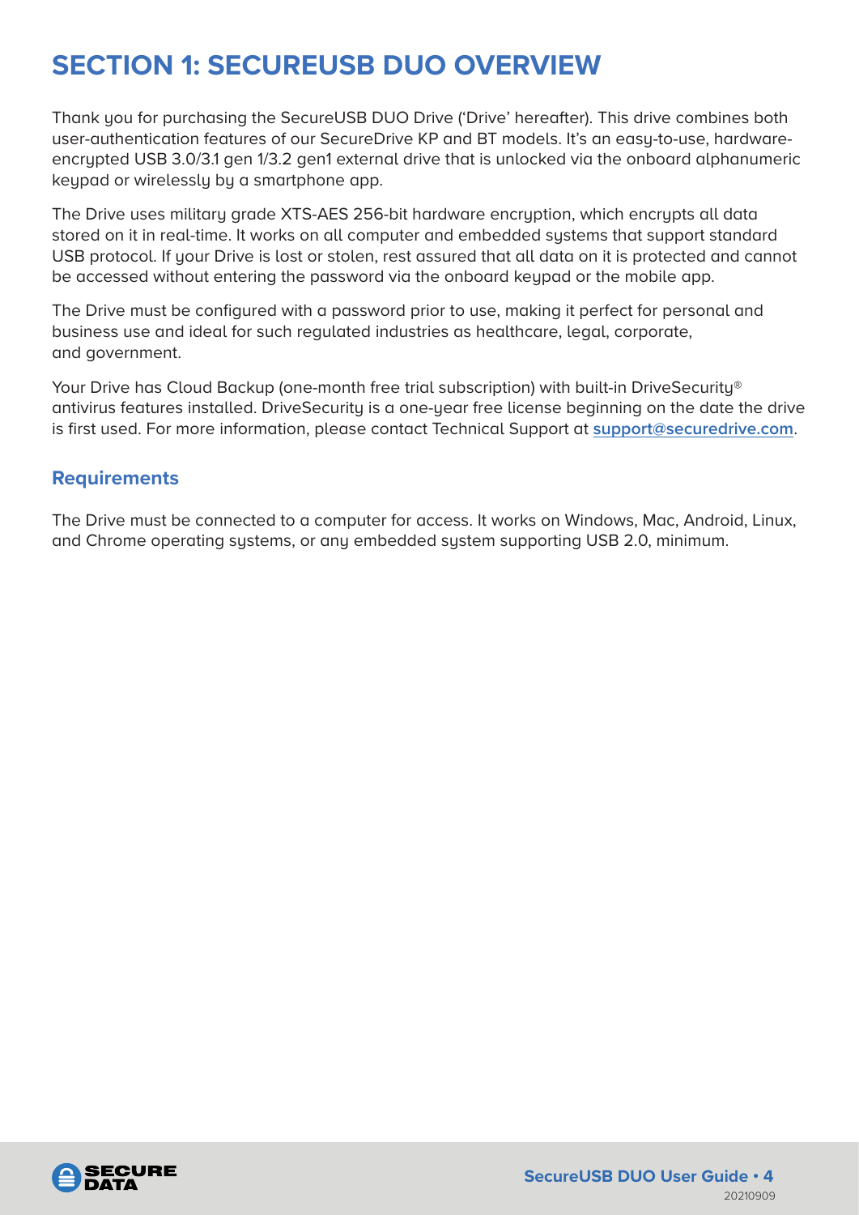# SECTION 1: SECUREUSB DUO OVERVIEW

Thank you for purchasing the SecureUSB DUO Drive ('Drive' hereafter). This drive combines both user-authentication features of our SecureDrive KP and BT models. It's an easy-to-use, hardware-encrypted USB 3.0/3.1 gen 1/3.2 gen1 external drive that is unlocked via the onboard alphanumeric keypad or wirelessly by a smartphone app.

The Drive uses military grade XTS-AES 256-bit hardware encryption, which encrypts all data stored on it in real-time. It works on all computer and embedded systems that support standard USB protocol. If your Drive is lost or stolen, rest assured that all data on it is protected and cannot be accessed without entering the password via the onboard keypad or the mobile app.

The Drive must be configured with a password prior to use, making it perfect for personal and business use and ideal for such regulated industries as healthcare, legal, corporate, and government.

Your Drive has Cloud Backup (one-month free trial subscription) with built-in DriveSecurity® antivirus features installed. DriveSecurity is a one-year free license beginning on the date the drive is first used. For more information, please contact Technical Support at **support@securedrive.com**.

## Requirements

The Drive must be connected to a computer for access. It works on Windows, Mac, Android, Linux, and Chrome operating systems, or any embedded system supporting USB 2.0, minimum.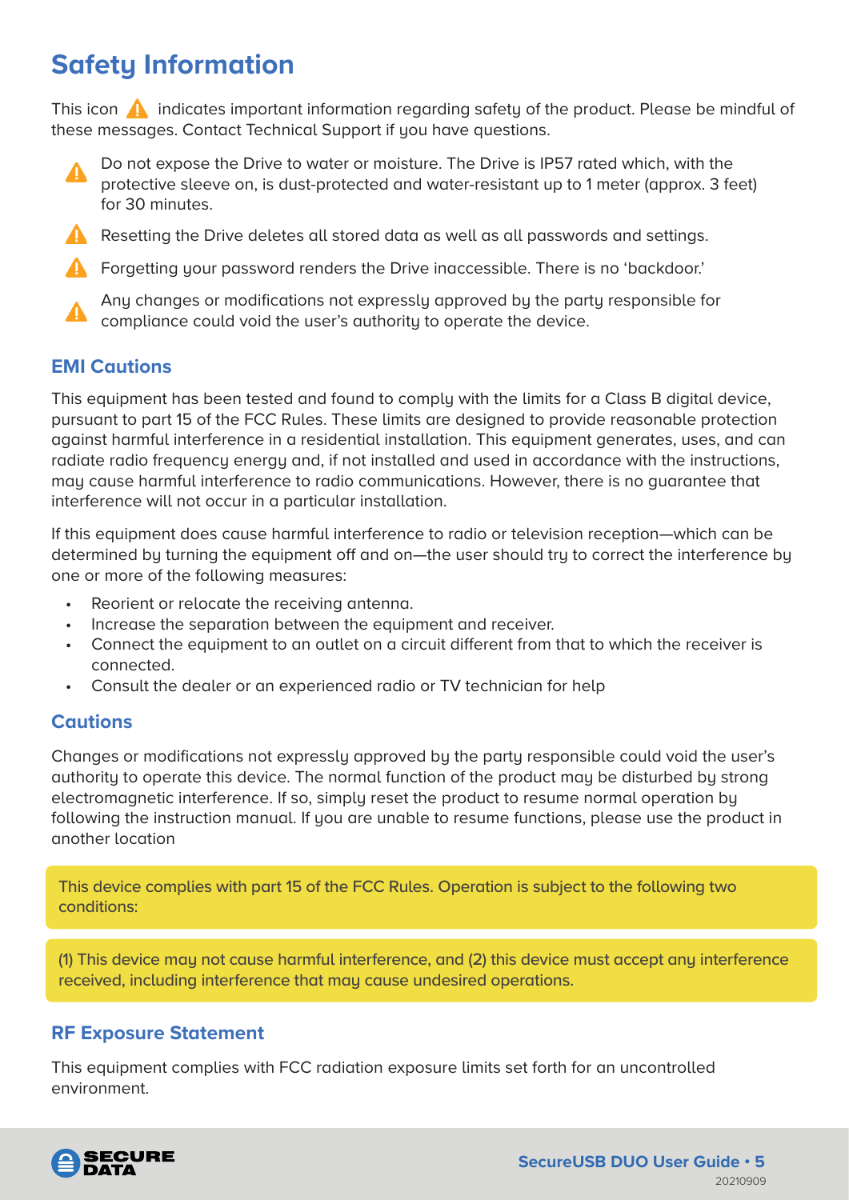# Safety Information

This icon ⚠ indicates important information regarding safety of the product. Please be mindful of these messages. Contact Technical Support if you have questions.

⚠ Do not expose the Drive to water or moisture. The Drive is IP57 rated which, with the protective sleeve on, is dust-protected and water-resistant up to 1 meter (approx. 3 feet) for 30 minutes.

⚠ Resetting the Drive deletes all stored data as well as all passwords and settings.

⚠ Forgetting your password renders the Drive inaccessible. There is no 'backdoor.'

⚠ Any changes or modifications not expressly approved by the party responsible for compliance could void the user's authority to operate the device.

## EMI Cautions

This equipment has been tested and found to comply with the limits for a Class B digital device, pursuant to part 15 of the FCC Rules. These limits are designed to provide reasonable protection against harmful interference in a residential installation. This equipment generates, uses, and can radiate radio frequency energy and, if not installed and used in accordance with the instructions, may cause harmful interference to radio communications. However, there is no guarantee that interference will not occur in a particular installation.

If this equipment does cause harmful interference to radio or television reception—which can be determined by turning the equipment off and on—the user should try to correct the interference by one or more of the following measures:

- Reorient or relocate the receiving antenna.
- Increase the separation between the equipment and receiver.
- Connect the equipment to an outlet on a circuit different from that to which the receiver is connected.
- Consult the dealer or an experienced radio or TV technician for help

## Cautions

Changes or modifications not expressly approved by the party responsible could void the user's authority to operate this device. The normal function of the product may be disturbed by strong electromagnetic interference. If so, simply reset the product to resume normal operation by following the instruction manual. If you are unable to resume functions, please use the product in another location

This device complies with part 15 of the FCC Rules. Operation is subject to the following two conditions:

(1) This device may not cause harmful interference, and (2) this device must accept any interference received, including interference that may cause undesired operations.

## RF Exposure Statement

This equipment complies with FCC radiation exposure limits set forth for an uncontrolled environment.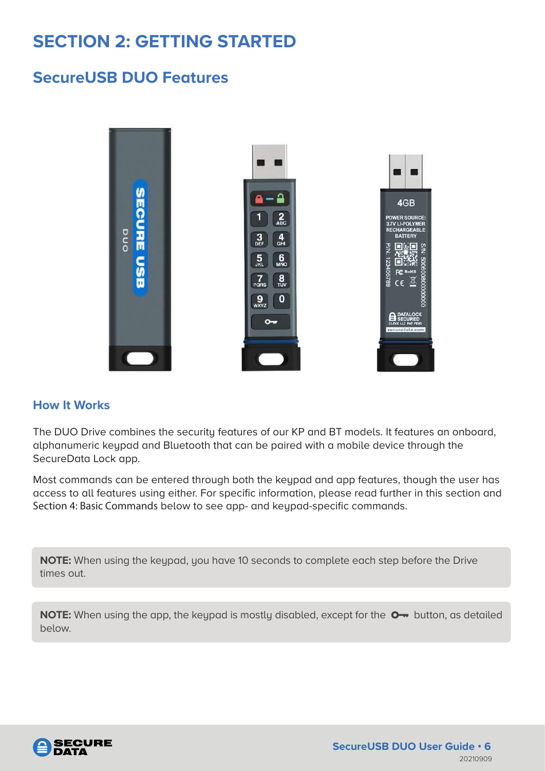# SECTION 2: GETTING STARTED

## SecureUSB DUO Features

### How It Works

The DUO Drive combines the security features of our KP and BT models. It features an onboard, alphanumeric keypad and Bluetooth that can be paired with a mobile device through the SecureData Lock app.

Most commands can be entered through both the keypad and app features, though the user has access to all features using either. For specific information, please read further in this section and Section 4: Basic Commands below to see app- and keypad-specific commands.

**NOTE:** When using the keypad, you have 10 seconds to complete each step before the Drive times out.

**NOTE:** When using the app, the keypad is mostly disabled, except for the 🔑 button, as detailed below.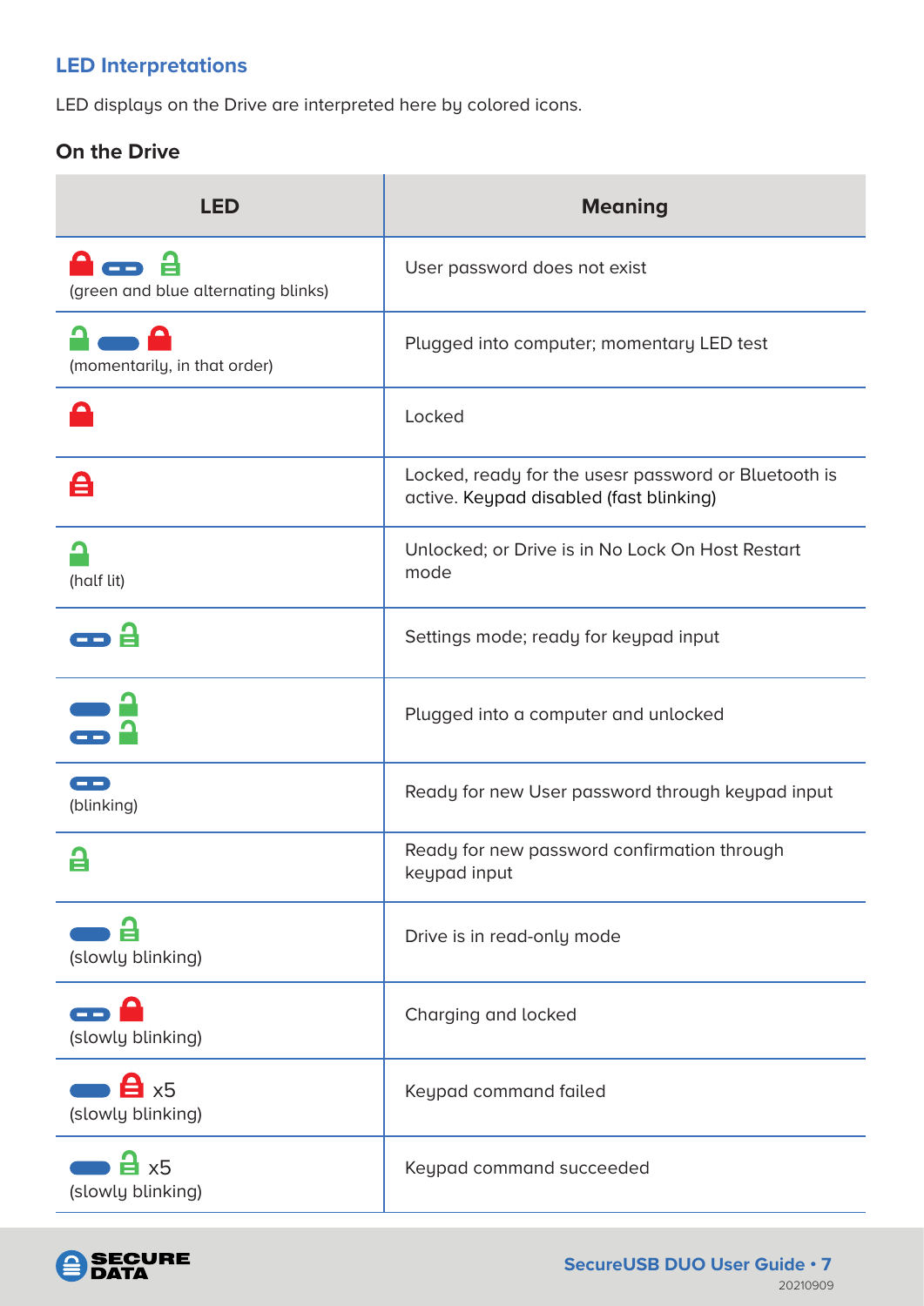## LED Interpretations

LED displays on the Drive are interpreted here by colored icons.

### On the Drive

| LED | Meaning |
|---|---|
| (green and blue alternating blinks) | User password does not exist |
| (momentarily, in that order) | Plugged into computer; momentary LED test |
| | Locked |
| | Locked, ready for the usesr password or Bluetooth is active. Keypad disabled (fast blinking) |
| (half lit) | Unlocked; or Drive is in No Lock On Host Restart mode |
| | Settings mode; ready for keypad input |
| | Plugged into a computer and unlocked |
| (blinking) | Ready for new User password through keypad input |
| | Ready for new password confirmation through keypad input |
| (slowly blinking) | Drive is in read-only mode |
| (slowly blinking) | Charging and locked |
| x5 (slowly blinking) | Keypad command failed |
| x5 (slowly blinking) | Keypad command succeeded |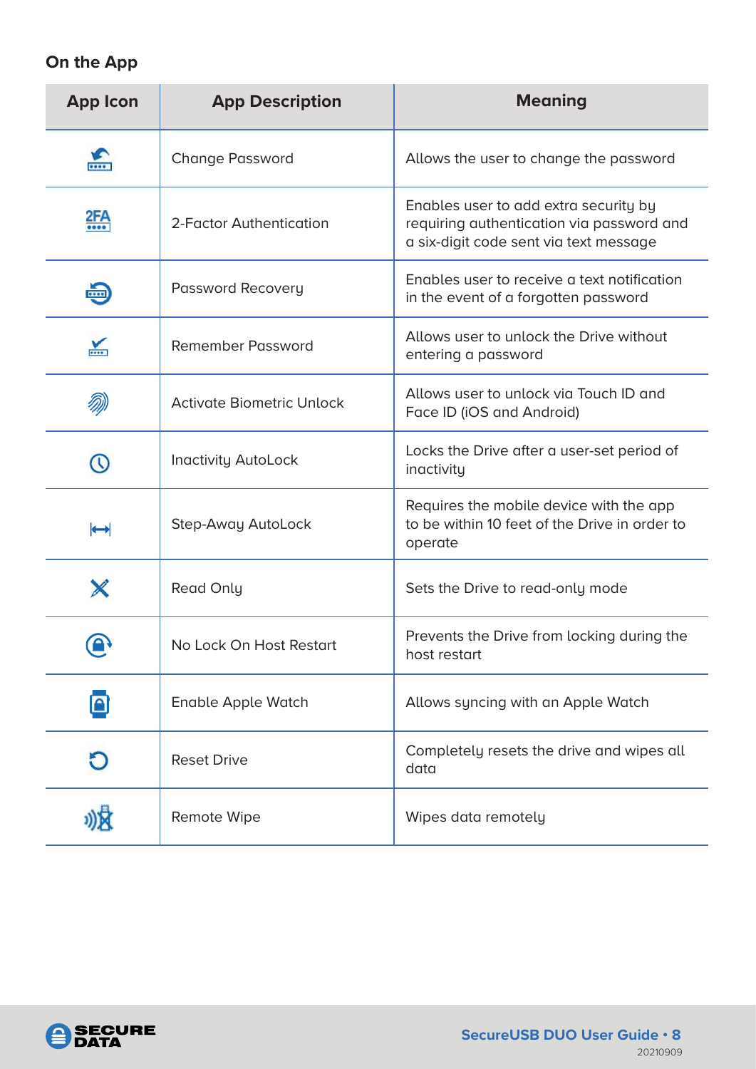## On the App

| App Icon | App Description | Meaning |
|---|---|---|
| | Change Password | Allows the user to change the password |
| | 2-Factor Authentication | Enables user to add extra security by requiring authentication via password and a six-digit code sent via text message |
| | Password Recovery | Enables user to receive a text notification in the event of a forgotten password |
| | Remember Password | Allows user to unlock the Drive without entering a password |
| | Activate Biometric Unlock | Allows user to unlock via Touch ID and Face ID (iOS and Android) |
| | Inactivity AutoLock | Locks the Drive after a user-set period of inactivity |
| | Step-Away AutoLock | Requires the mobile device with the app to be within 10 feet of the Drive in order to operate |
| | Read Only | Sets the Drive to read-only mode |
| | No Lock On Host Restart | Prevents the Drive from locking during the host restart |
| | Enable Apple Watch | Allows syncing with an Apple Watch |
| | Reset Drive | Completely resets the drive and wipes all data |
| | Remote Wipe | Wipes data remotely |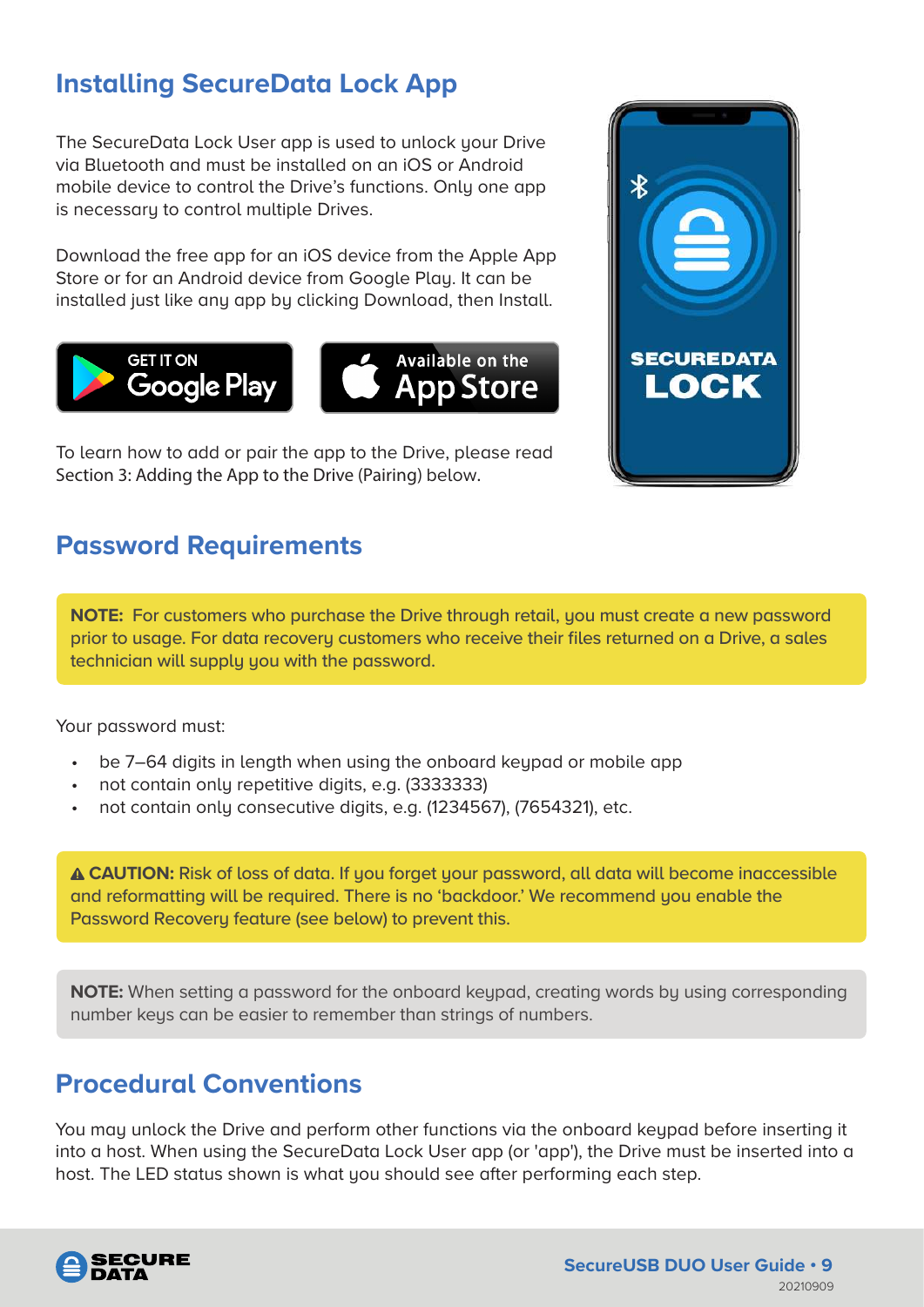## Installing SecureData Lock App

The SecureData Lock User app is used to unlock your Drive via Bluetooth and must be installed on an iOS or Android mobile device to control the Drive's functions. Only one app is necessary to control multiple Drives.

Download the free app for an iOS device from the Apple App Store or for an Android device from Google Play. It can be installed just like any app by clicking Download, then Install.

To learn how to add or pair the app to the Drive, please read Section 3: Adding the App to the Drive (Pairing) below.

## Password Requirements

**NOTE:** For customers who purchase the Drive through retail, you must create a new password prior to usage. For data recovery customers who receive their files returned on a Drive, a sales technician will supply you with the password.

Your password must:

- be 7–64 digits in length when using the onboard keypad or mobile app
- not contain only repetitive digits, e.g. (3333333)
- not contain only consecutive digits, e.g. (1234567), (7654321), etc.

⚠ **CAUTION:** Risk of loss of data. If you forget your password, all data will become inaccessible and reformatting will be required. There is no 'backdoor.' We recommend you enable the Password Recovery feature (see below) to prevent this.

**NOTE:** When setting a password for the onboard keypad, creating words by using corresponding number keys can be easier to remember than strings of numbers.

## Procedural Conventions

You may unlock the Drive and perform other functions via the onboard keypad before inserting it into a host. When using the SecureData Lock User app (or 'app'), the Drive must be inserted into a host. The LED status shown is what you should see after performing each step.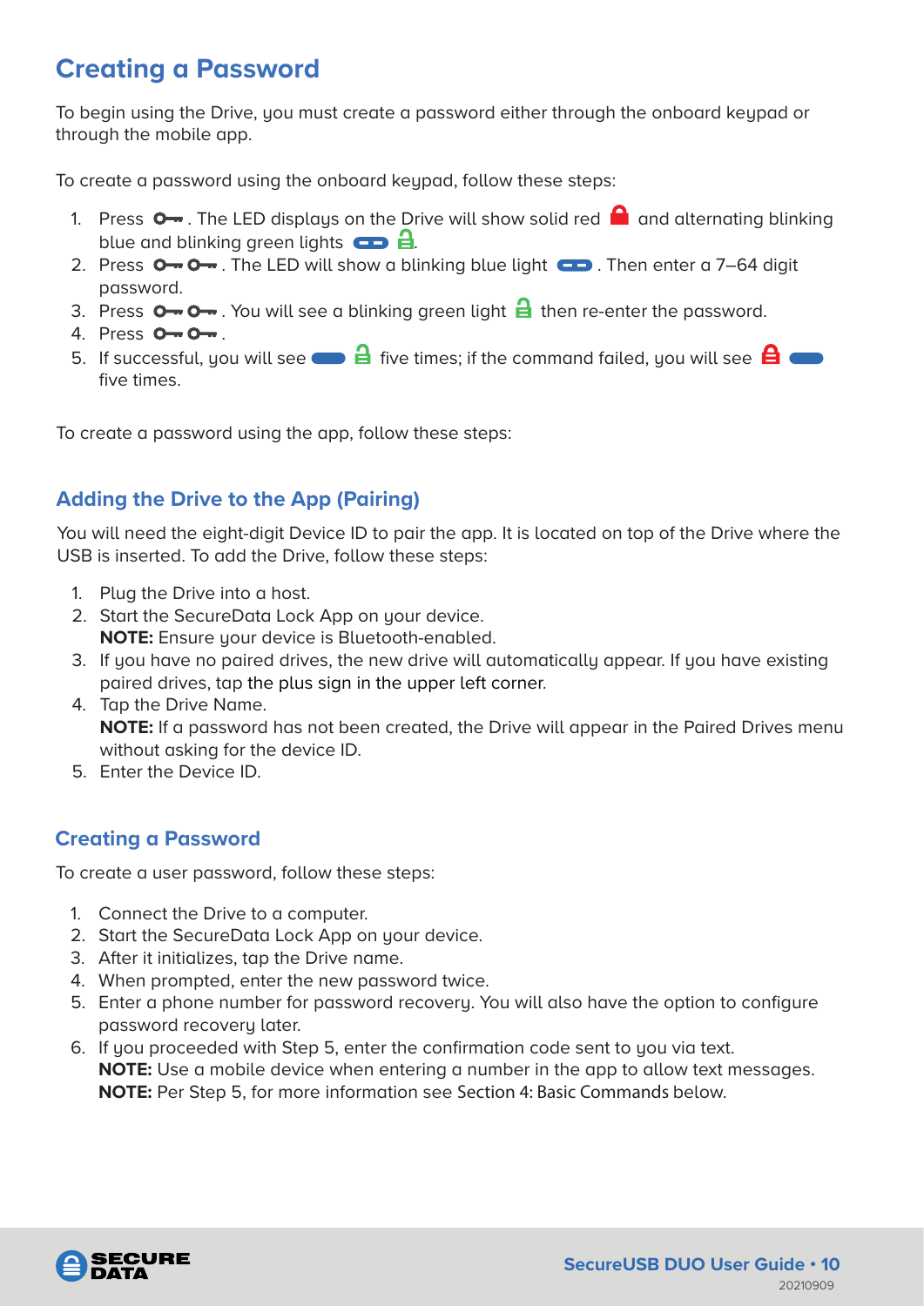## Creating a Password

To begin using the Drive, you must create a password either through the onboard keypad or through the mobile app.

To create a password using the onboard keypad, follow these steps:

1. Press . The LED displays on the Drive will show solid red  and alternating blinking blue and blinking green lights  .
2. Press  . The LED will show a blinking blue light . Then enter a 7–64 digit password.
3. Press  . You will see a blinking green light  then re-enter the password.
4. Press  .
5. If successful, you will see   five times; if the command failed, you will see   five times.

To create a password using the app, follow these steps:

### Adding the Drive to the App (Pairing)

You will need the eight-digit Device ID to pair the app. It is located on top of the Drive where the USB is inserted. To add the Drive, follow these steps:

1. Plug the Drive into a host.
2. Start the SecureData Lock App on your device.
   **NOTE:** Ensure your device is Bluetooth-enabled.
3. If you have no paired drives, the new drive will automatically appear. If you have existing paired drives, tap the plus sign in the upper left corner.
4. Tap the Drive Name.
   **NOTE:** If a password has not been created, the Drive will appear in the Paired Drives menu without asking for the device ID.
5. Enter the Device ID.

### Creating a Password

To create a user password, follow these steps:

1. Connect the Drive to a computer.
2. Start the SecureData Lock App on your device.
3. After it initializes, tap the Drive name.
4. When prompted, enter the new password twice.
5. Enter a phone number for password recovery. You will also have the option to configure password recovery later.
6. If you proceeded with Step 5, enter the confirmation code sent to you via text.
   **NOTE:** Use a mobile device when entering a number in the app to allow text messages.
   **NOTE:** Per Step 5, for more information see Section 4: Basic Commands below.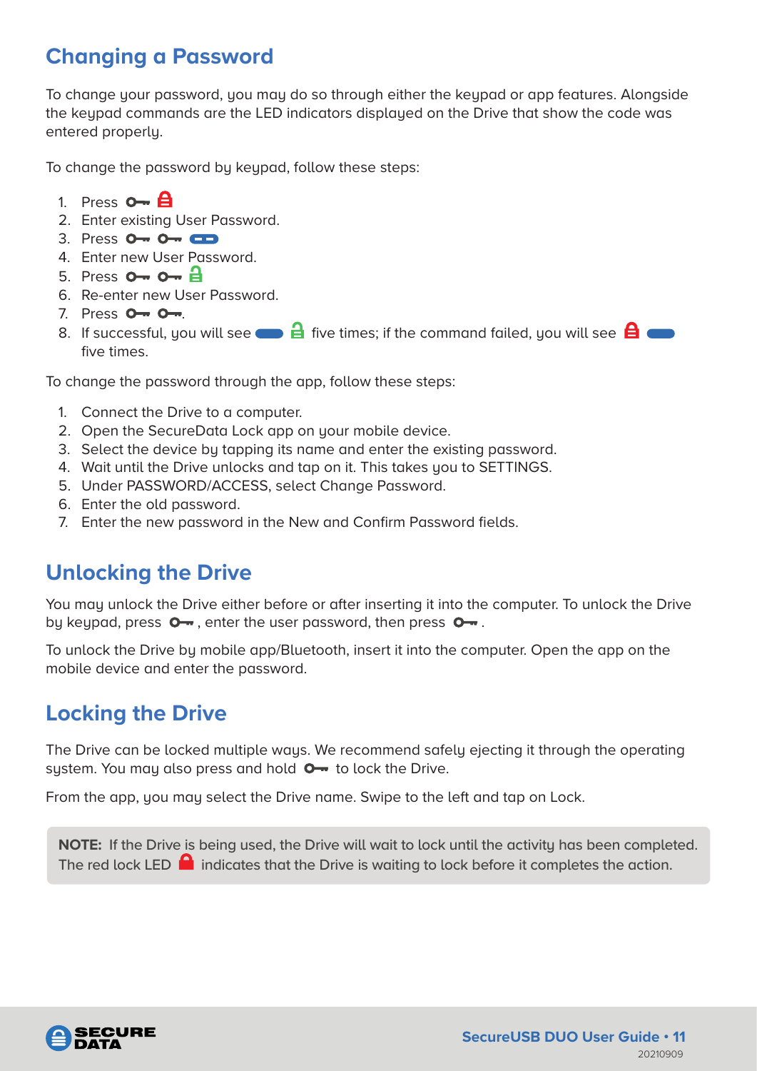## Changing a Password

To change your password, you may do so through either the keypad or app features. Alongside the keypad commands are the LED indicators displayed on the Drive that show the code was entered properly.

To change the password by keypad, follow these steps:

1. Press 🔑 🔒
2. Enter existing User Password.
3. Press 🔑 🔑 ▬
4. Enter new User Password.
5. Press 🔑 🔑 🔓
6. Re-enter new User Password.
7. Press 🔑 🔑.
8. If successful, you will see ▬ 🔓 five times; if the command failed, you will see 🔒 ▬ five times.

To change the password through the app, follow these steps:

1. Connect the Drive to a computer.
2. Open the SecureData Lock app on your mobile device.
3. Select the device by tapping its name and enter the existing password.
4. Wait until the Drive unlocks and tap on it. This takes you to SETTINGS.
5. Under PASSWORD/ACCESS, select Change Password.
6. Enter the old password.
7. Enter the new password in the New and Confirm Password fields.

## Unlocking the Drive

You may unlock the Drive either before or after inserting it into the computer. To unlock the Drive by keypad, press 🔑, enter the user password, then press 🔑.

To unlock the Drive by mobile app/Bluetooth, insert it into the computer. Open the app on the mobile device and enter the password.

## Locking the Drive

The Drive can be locked multiple ways. We recommend safely ejecting it through the operating system. You may also press and hold 🔑 to lock the Drive.

From the app, you may select the Drive name. Swipe to the left and tap on Lock.

**NOTE:** If the Drive is being used, the Drive will wait to lock until the activity has been completed. The red lock LED 🔒 indicates that the Drive is waiting to lock before it completes the action.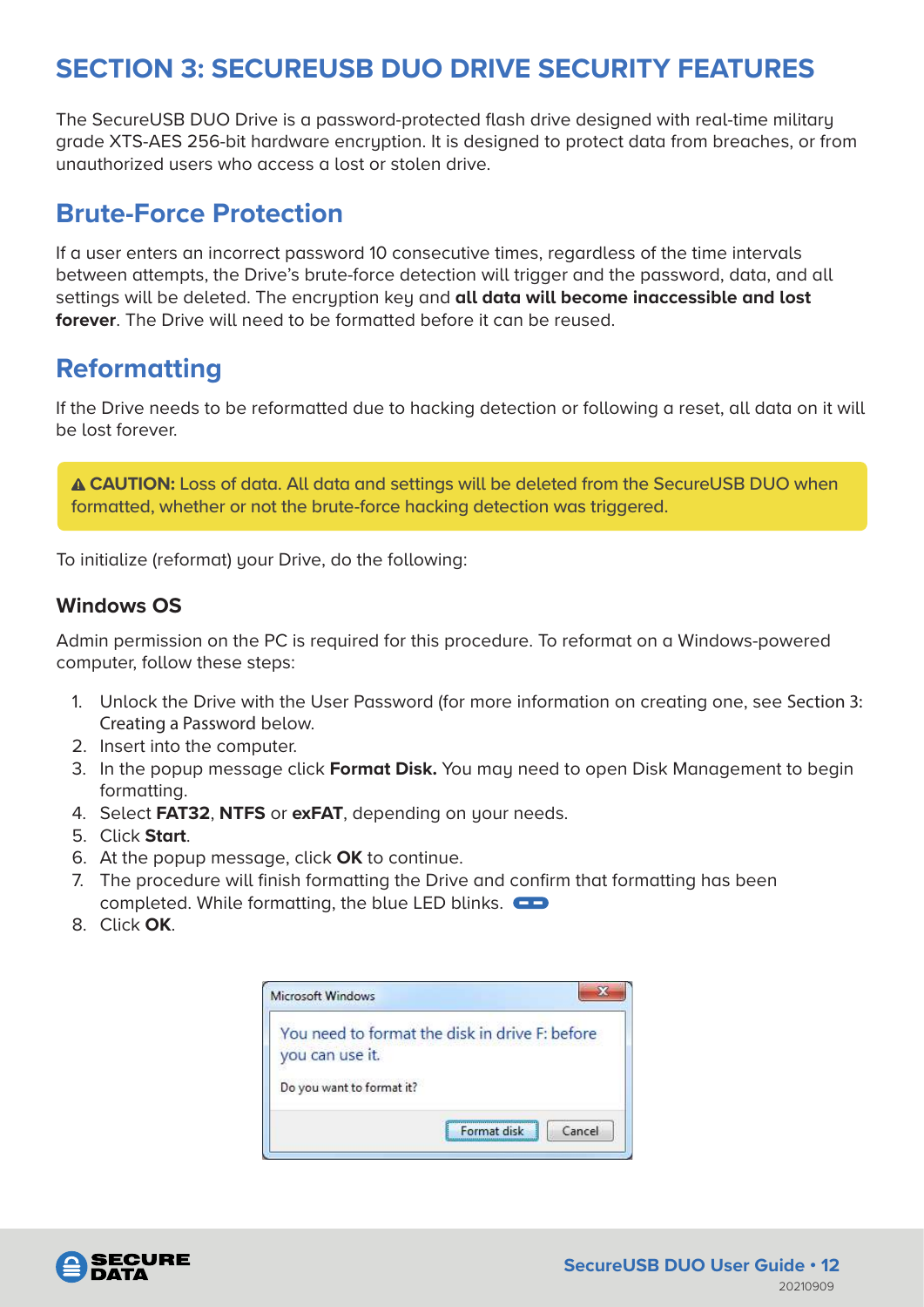# SECTION 3: SECUREUSB DUO DRIVE SECURITY FEATURES

The SecureUSB DUO Drive is a password-protected flash drive designed with real-time military grade XTS-AES 256-bit hardware encryption. It is designed to protect data from breaches, or from unauthorized users who access a lost or stolen drive.

## Brute-Force Protection

If a user enters an incorrect password 10 consecutive times, regardless of the time intervals between attempts, the Drive's brute-force detection will trigger and the password, data, and all settings will be deleted. The encryption key and **all data will become inaccessible and lost forever**. The Drive will need to be formatted before it can be reused.

## Reformatting

If the Drive needs to be reformatted due to hacking detection or following a reset, all data on it will be lost forever.

> ⚠ **CAUTION:** Loss of data. All data and settings will be deleted from the SecureUSB DUO when formatted, whether or not the brute-force hacking detection was triggered.

To initialize (reformat) your Drive, do the following:

### Windows OS

Admin permission on the PC is required for this procedure. To reformat on a Windows-powered computer, follow these steps:

1. Unlock the Drive with the User Password (for more information on creating one, see Section 3: Creating a Password below.
2. Insert into the computer.
3. In the popup message click **Format Disk.** You may need to open Disk Management to begin formatting.
4. Select **FAT32**, **NTFS** or **exFAT**, depending on your needs.
5. Click **Start**.
6. At the popup message, click **OK** to continue.
7. The procedure will finish formatting the Drive and confirm that formatting has been completed. While formatting, the blue LED blinks.
8. Click **OK**.

Microsoft Windows

You need to format the disk in drive F: before you can use it.

Do you want to format it?

Format disk | Cancel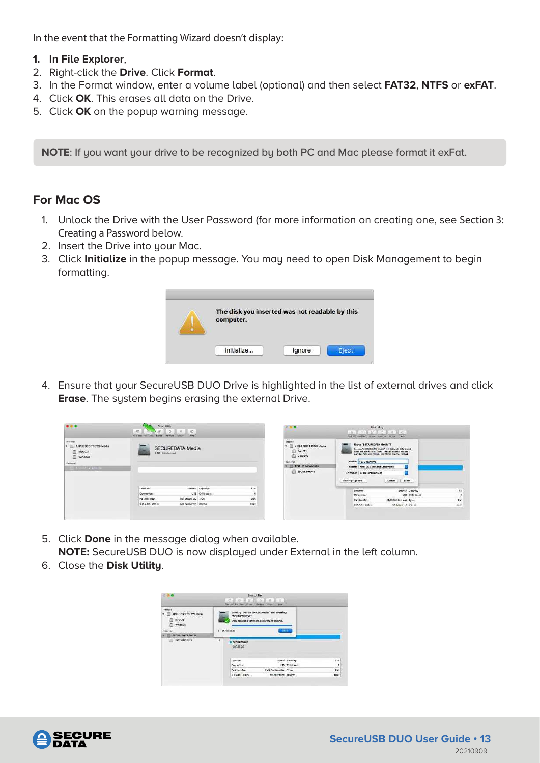In the event that the Formatting Wizard doesn't display:

1. **In File Explorer**,
2. Right-click the **Drive**. Click **Format**.
3. In the Format window, enter a volume label (optional) and then select **FAT32**, **NTFS** or **exFAT**.
4. Click **OK**. This erases all data on the Drive.
5. Click **OK** on the popup warning message.

**NOTE**: If you want your drive to be recognized by both PC and Mac please format it exFat.

## For Mac OS

1. Unlock the Drive with the User Password (for more information on creating one, see Section 3: Creating a Password below.
2. Insert the Drive into your Mac.
3. Click **Initialize** in the popup message. You may need to open Disk Management to begin formatting.
4. Ensure that your SecureUSB DUO Drive is highlighted in the list of external drives and click **Erase**. The system begins erasing the external Drive.
5. Click **Done** in the message dialog when available.
   **NOTE:** SecureUSB DUO is now displayed under External in the left column.
6. Close the **Disk Utility**.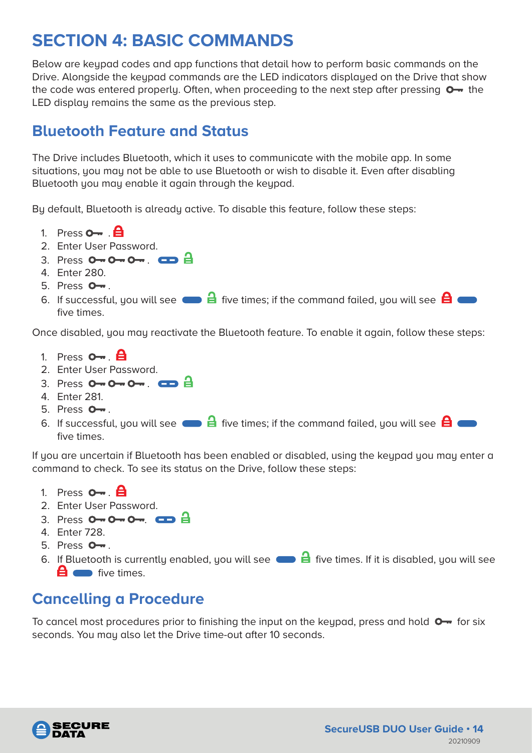# SECTION 4: BASIC COMMANDS

Below are keypad codes and app functions that detail how to perform basic commands on the Drive. Alongside the keypad commands are the LED indicators displayed on the Drive that show the code was entered properly. Often, when proceeding to the next step after pressing the LED display remains the same as the previous step.

## Bluetooth Feature and Status

The Drive includes Bluetooth, which it uses to communicate with the mobile app. In some situations, you may not be able to use Bluetooth or wish to disable it. Even after disabling Bluetooth you may enable it again through the keypad.

By default, Bluetooth is already active. To disable this feature, follow these steps:

1. Press .
2. Enter User Password.
3. Press .
4. Enter 280.
5. Press .
6. If successful, you will see five times; if the command failed, you will see five times.

Once disabled, you may reactivate the Bluetooth feature. To enable it again, follow these steps:

1. Press .
2. Enter User Password.
3. Press .
4. Enter 281.
5. Press .
6. If successful, you will see five times; if the command failed, you will see five times.

If you are uncertain if Bluetooth has been enabled or disabled, using the keypad you may enter a command to check. To see its status on the Drive, follow these steps:

1. Press .
2. Enter User Password.
3. Press .
4. Enter 728.
5. Press .
6. If Bluetooth is currently enabled, you will see five times. If it is disabled, you will see five times.

## Cancelling a Procedure

To cancel most procedures prior to finishing the input on the keypad, press and hold for six seconds. You may also let the Drive time-out after 10 seconds.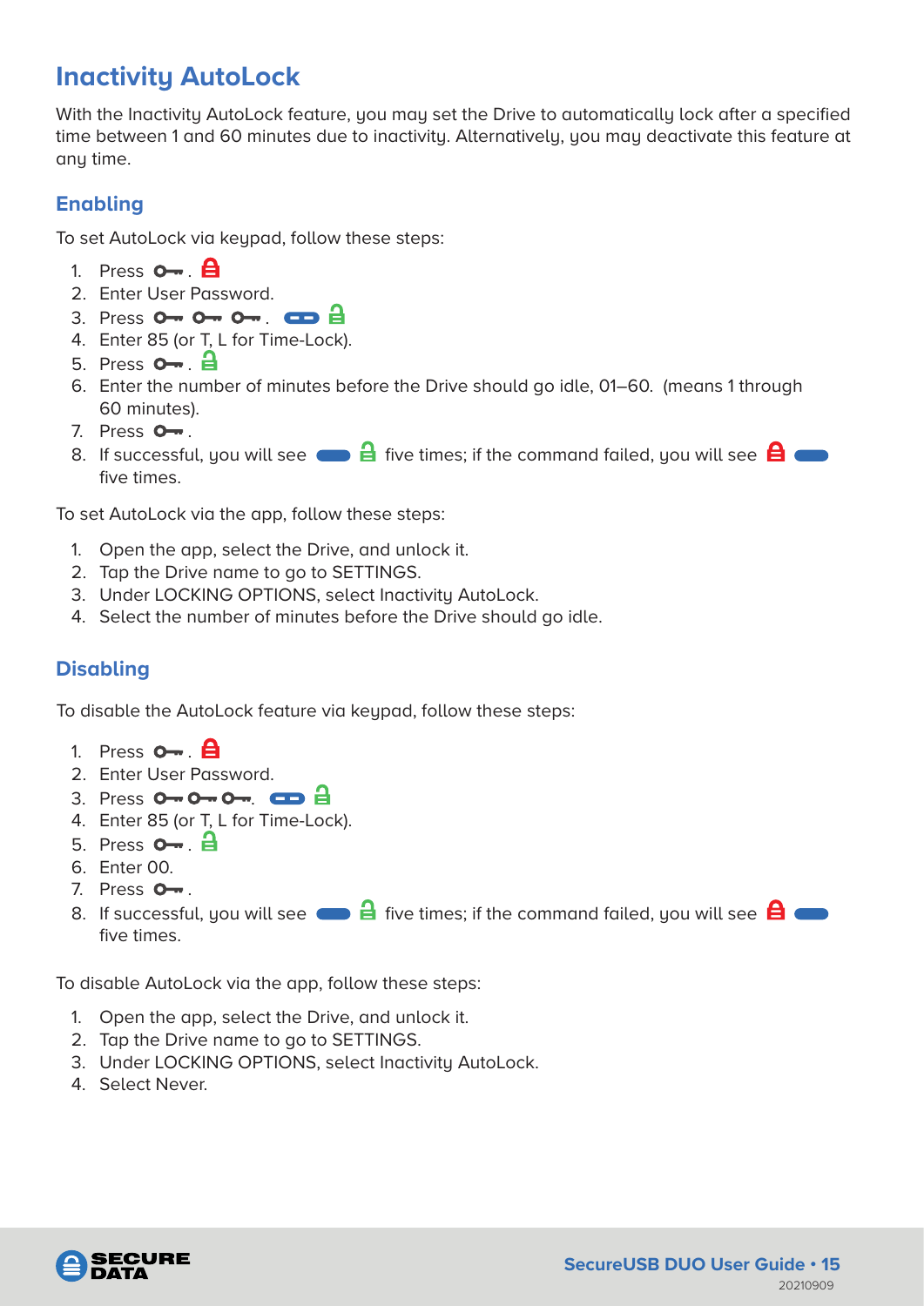# Inactivity AutoLock

With the Inactivity AutoLock feature, you may set the Drive to automatically lock after a specified time between 1 and 60 minutes due to inactivity. Alternatively, you may deactivate this feature at any time.

## Enabling

To set AutoLock via keypad, follow these steps:

1. Press . 
2. Enter User Password.
3. Press . 
4. Enter 85 (or T, L for Time-Lock).
5. Press . 
6. Enter the number of minutes before the Drive should go idle, 01–60. (means 1 through 60 minutes).
7. Press .
8. If successful, you will see five times; if the command failed, you will see five times.

To set AutoLock via the app, follow these steps:

1. Open the app, select the Drive, and unlock it.
2. Tap the Drive name to go to SETTINGS.
3. Under LOCKING OPTIONS, select Inactivity AutoLock.
4. Select the number of minutes before the Drive should go idle.

## Disabling

To disable the AutoLock feature via keypad, follow these steps:

1. Press . 
2. Enter User Password.
3. Press . 
4. Enter 85 (or T, L for Time-Lock).
5. Press . 
6. Enter 00.
7. Press .
8. If successful, you will see five times; if the command failed, you will see five times.

To disable AutoLock via the app, follow these steps:

1. Open the app, select the Drive, and unlock it.
2. Tap the Drive name to go to SETTINGS.
3. Under LOCKING OPTIONS, select Inactivity AutoLock.
4. Select Never.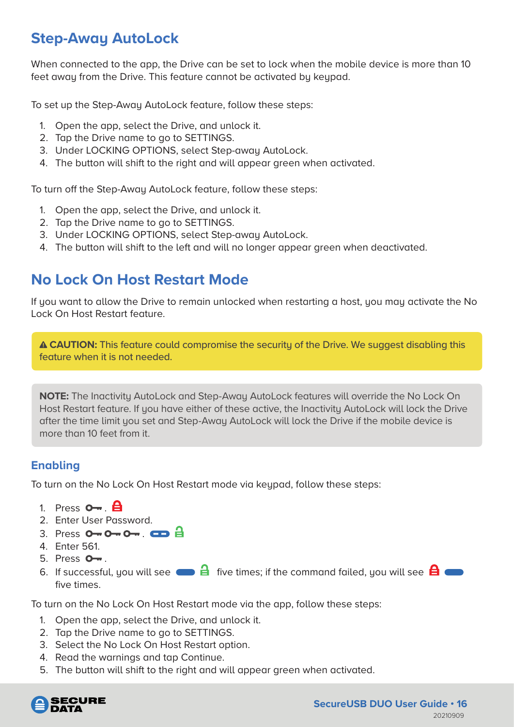## Step-Away AutoLock

When connected to the app, the Drive can be set to lock when the mobile device is more than 10 feet away from the Drive. This feature cannot be activated by keypad.

To set up the Step-Away AutoLock feature, follow these steps:

1. Open the app, select the Drive, and unlock it.
2. Tap the Drive name to go to SETTINGS.
3. Under LOCKING OPTIONS, select Step-away AutoLock.
4. The button will shift to the right and will appear green when activated.

To turn off the Step-Away AutoLock feature, follow these steps:

1. Open the app, select the Drive, and unlock it.
2. Tap the Drive name to go to SETTINGS.
3. Under LOCKING OPTIONS, select Step-away AutoLock.
4. The button will shift to the left and will no longer appear green when deactivated.

## No Lock On Host Restart Mode

If you want to allow the Drive to remain unlocked when restarting a host, you may activate the No Lock On Host Restart feature.

> ⚠ **CAUTION:** This feature could compromise the security of the Drive. We suggest disabling this feature when it is not needed.

> **NOTE:** The Inactivity AutoLock and Step-Away AutoLock features will override the No Lock On Host Restart feature. If you have either of these active, the Inactivity AutoLock will lock the Drive after the time limit you set and Step-Away AutoLock will lock the Drive if the mobile device is more than 10 feet from it.

### Enabling

To turn on the No Lock On Host Restart mode via keypad, follow these steps:

1. Press 🔑. 🔒 (red)
2. Enter User Password.
3. Press 🔑 🔑 🔑. (blue) 🔓 (green)
4. Enter 561.
5. Press 🔑.
6. If successful, you will see (blue) 🔓 (green) five times; if the command failed, you will see 🔒 (red) (blue) five times.

To turn on the No Lock On Host Restart mode via the app, follow these steps:

1. Open the app, select the Drive, and unlock it.
2. Tap the Drive name to go to SETTINGS.
3. Select the No Lock On Host Restart option.
4. Read the warnings and tap Continue.
5. The button will shift to the right and will appear green when activated.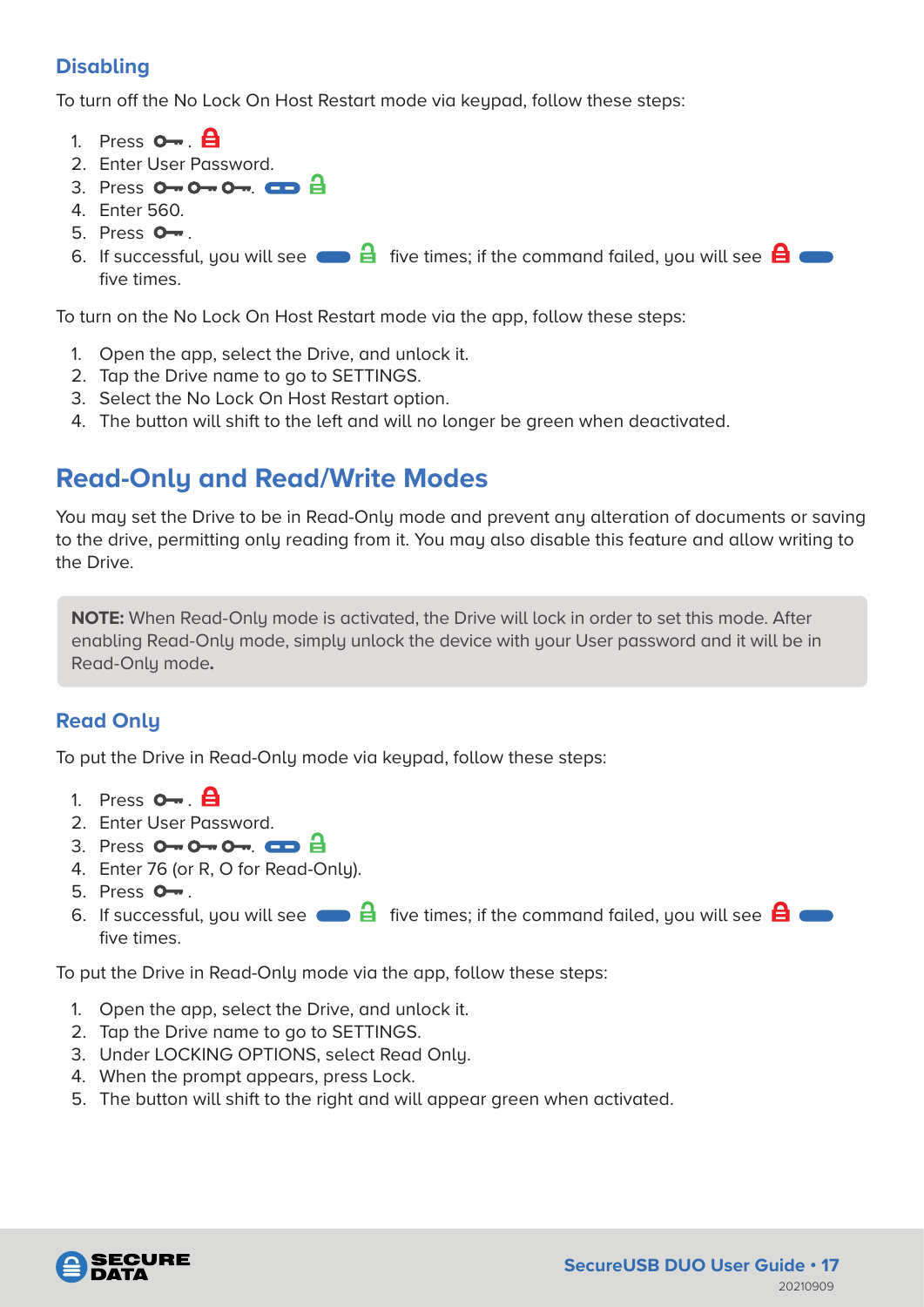### Disabling

To turn off the No Lock On Host Restart mode via keypad, follow these steps:

1. Press O-- .
2. Enter User Password.
3. Press O-- O-- O--.
4. Enter 560.
5. Press O-- .
6. If successful, you will see five times; if the command failed, you will see five times.

To turn on the No Lock On Host Restart mode via the app, follow these steps:

1. Open the app, select the Drive, and unlock it.
2. Tap the Drive name to go to SETTINGS.
3. Select the No Lock On Host Restart option.
4. The button will shift to the left and will no longer be green when deactivated.

## Read-Only and Read/Write Modes

You may set the Drive to be in Read-Only mode and prevent any alteration of documents or saving to the drive, permitting only reading from it. You may also disable this feature and allow writing to the Drive.

**NOTE:** When Read-Only mode is activated, the Drive will lock in order to set this mode. After enabling Read-Only mode, simply unlock the device with your User password and it will be in Read-Only mode**.**

### Read Only

To put the Drive in Read-Only mode via keypad, follow these steps:

1. Press O-- .
2. Enter User Password.
3. Press O-- O-- O--.
4. Enter 76 (or R, O for Read-Only).
5. Press O-- .
6. If successful, you will see five times; if the command failed, you will see five times.

To put the Drive in Read-Only mode via the app, follow these steps:

1. Open the app, select the Drive, and unlock it.
2. Tap the Drive name to go to SETTINGS.
3. Under LOCKING OPTIONS, select Read Only.
4. When the prompt appears, press Lock.
5. The button will shift to the right and will appear green when activated.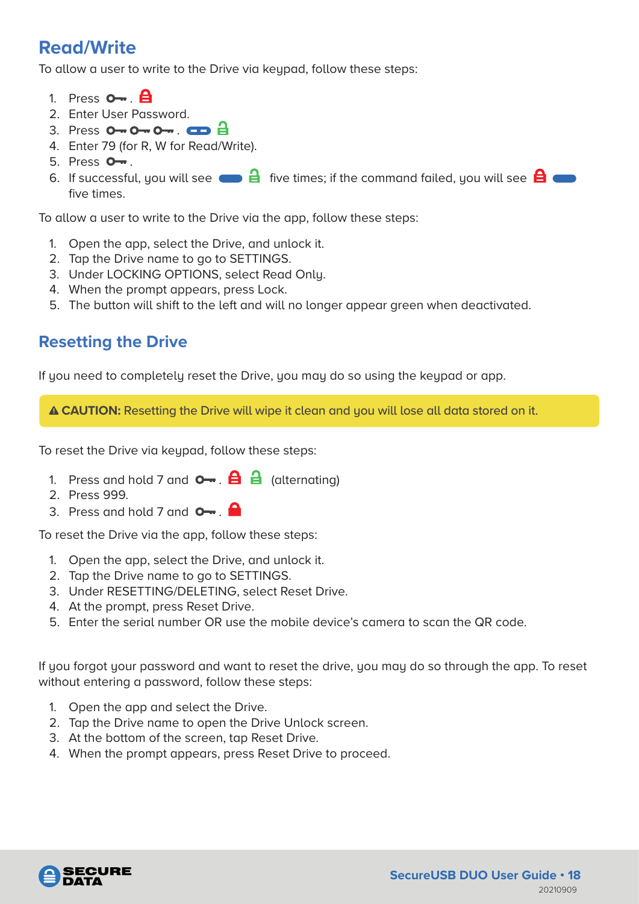## Read/Write

To allow a user to write to the Drive via keypad, follow these steps:

1. Press 🔑 . 🔒
2. Enter User Password.
3. Press 🔑🔑🔑 . 🟦 🔓
4. Enter 79 (for R, W for Read/Write).
5. Press 🔑 .
6. If successful, you will see 🟦 🔓 five times; if the command failed, you will see 🔒 🟦 five times.

To allow a user to write to the Drive via the app, follow these steps:

1. Open the app, select the Drive, and unlock it.
2. Tap the Drive name to go to SETTINGS.
3. Under LOCKING OPTIONS, select Read Only.
4. When the prompt appears, press Lock.
5. The button will shift to the left and will no longer appear green when deactivated.

## Resetting the Drive

If you need to completely reset the Drive, you may do so using the keypad or app.

> ⚠ **CAUTION:** Resetting the Drive will wipe it clean and you will lose all data stored on it.

To reset the Drive via keypad, follow these steps:

1. Press and hold 7 and 🔑 . 🔒 🔓 (alternating)
2. Press 999.
3. Press and hold 7 and 🔑 . 🔒

To reset the Drive via the app, follow these steps:

1. Open the app, select the Drive, and unlock it.
2. Tap the Drive name to go to SETTINGS.
3. Under RESETTING/DELETING, select Reset Drive.
4. At the prompt, press Reset Drive.
5. Enter the serial number OR use the mobile device's camera to scan the QR code.

If you forgot your password and want to reset the drive, you may do so through the app. To reset without entering a password, follow these steps:

1. Open the app and select the Drive.
2. Tap the Drive name to open the Drive Unlock screen.
3. At the bottom of the screen, tap Reset Drive.
4. When the prompt appears, press Reset Drive to proceed.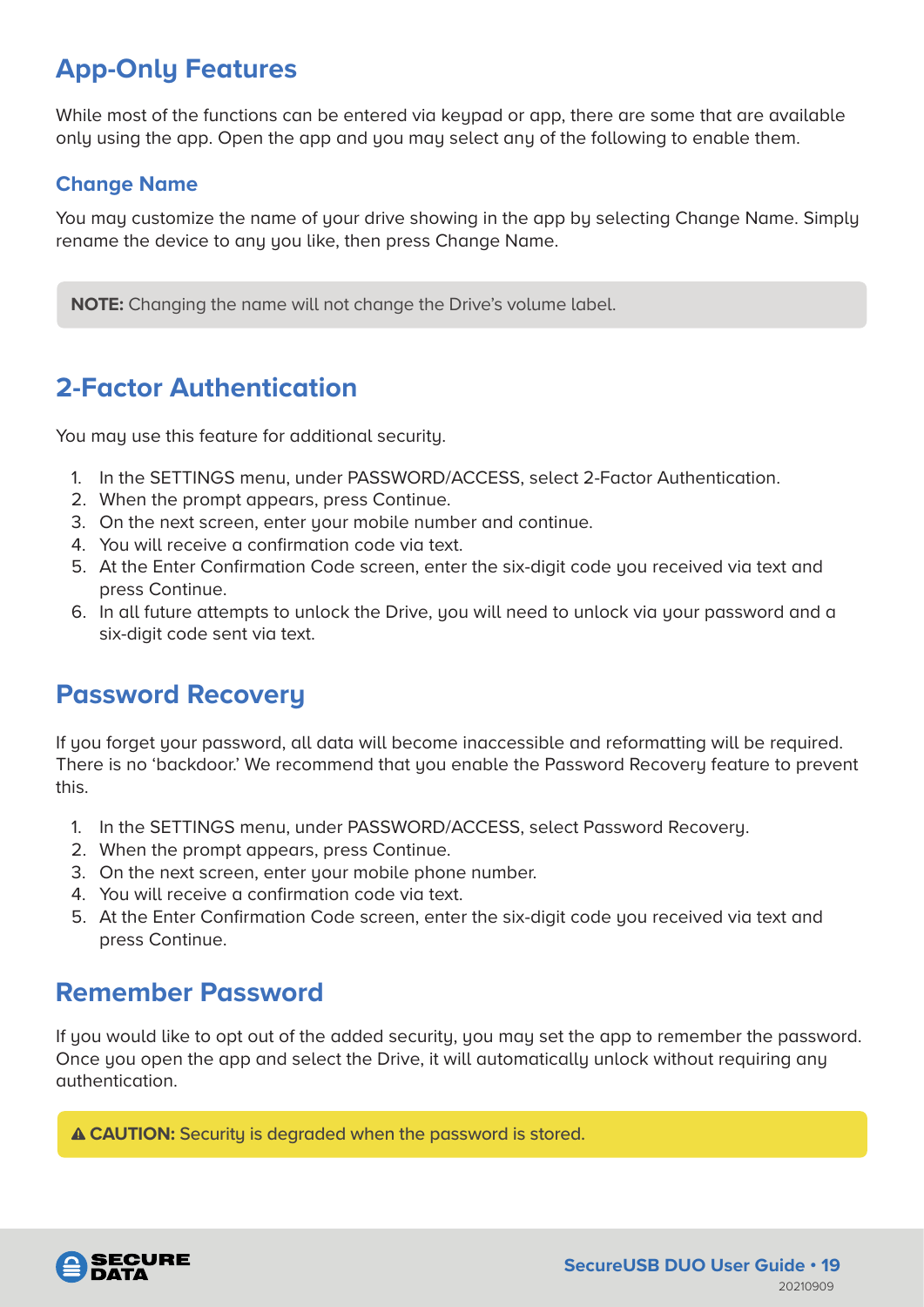## App-Only Features

While most of the functions can be entered via keypad or app, there are some that are available only using the app. Open the app and you may select any of the following to enable them.

### Change Name

You may customize the name of your drive showing in the app by selecting Change Name. Simply rename the device to any you like, then press Change Name.

**NOTE:** Changing the name will not change the Drive's volume label.

## 2-Factor Authentication

You may use this feature for additional security.

1. In the SETTINGS menu, under PASSWORD/ACCESS, select 2-Factor Authentication.
2. When the prompt appears, press Continue.
3. On the next screen, enter your mobile number and continue.
4. You will receive a confirmation code via text.
5. At the Enter Confirmation Code screen, enter the six-digit code you received via text and press Continue.
6. In all future attempts to unlock the Drive, you will need to unlock via your password and a six-digit code sent via text.

## Password Recovery

If you forget your password, all data will become inaccessible and reformatting will be required. There is no 'backdoor.' We recommend that you enable the Password Recovery feature to prevent this.

1. In the SETTINGS menu, under PASSWORD/ACCESS, select Password Recovery.
2. When the prompt appears, press Continue.
3. On the next screen, enter your mobile phone number.
4. You will receive a confirmation code via text.
5. At the Enter Confirmation Code screen, enter the six-digit code you received via text and press Continue.

## Remember Password

If you would like to opt out of the added security, you may set the app to remember the password. Once you open the app and select the Drive, it will automatically unlock without requiring any authentication.

⚠ **CAUTION:** Security is degraded when the password is stored.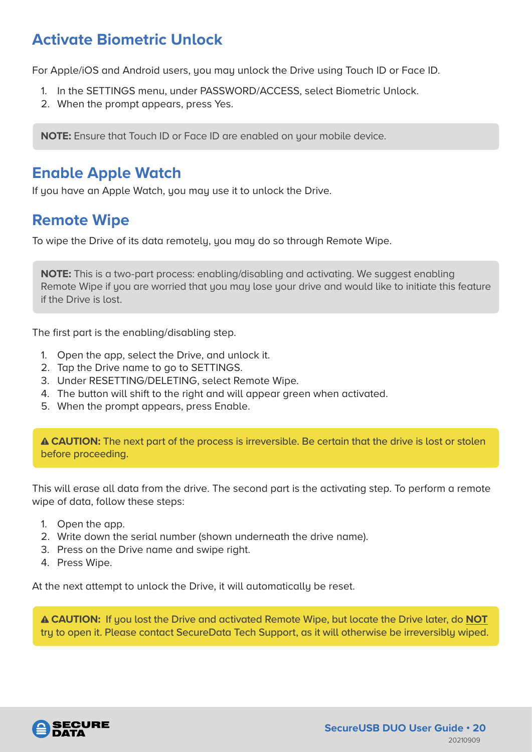## Activate Biometric Unlock

For Apple/iOS and Android users, you may unlock the Drive using Touch ID or Face ID.

1. In the SETTINGS menu, under PASSWORD/ACCESS, select Biometric Unlock.
2. When the prompt appears, press Yes.

**NOTE:** Ensure that Touch ID or Face ID are enabled on your mobile device.

## Enable Apple Watch

If you have an Apple Watch, you may use it to unlock the Drive.

## Remote Wipe

To wipe the Drive of its data remotely, you may do so through Remote Wipe.

**NOTE:** This is a two-part process: enabling/disabling and activating. We suggest enabling Remote Wipe if you are worried that you may lose your drive and would like to initiate this feature if the Drive is lost.

The first part is the enabling/disabling step.

1. Open the app, select the Drive, and unlock it.
2. Tap the Drive name to go to SETTINGS.
3. Under RESETTING/DELETING, select Remote Wipe.
4. The button will shift to the right and will appear green when activated.
5. When the prompt appears, press Enable.

⚠ **CAUTION:** The next part of the process is irreversible. Be certain that the drive is lost or stolen before proceeding.

This will erase all data from the drive. The second part is the activating step. To perform a remote wipe of data, follow these steps:

1. Open the app.
2. Write down the serial number (shown underneath the drive name).
3. Press on the Drive name and swipe right.
4. Press Wipe.

At the next attempt to unlock the Drive, it will automatically be reset.

⚠ **CAUTION:** If you lost the Drive and activated Remote Wipe, but locate the Drive later, do **NOT** try to open it. Please contact SecureData Tech Support, as it will otherwise be irreversibly wiped.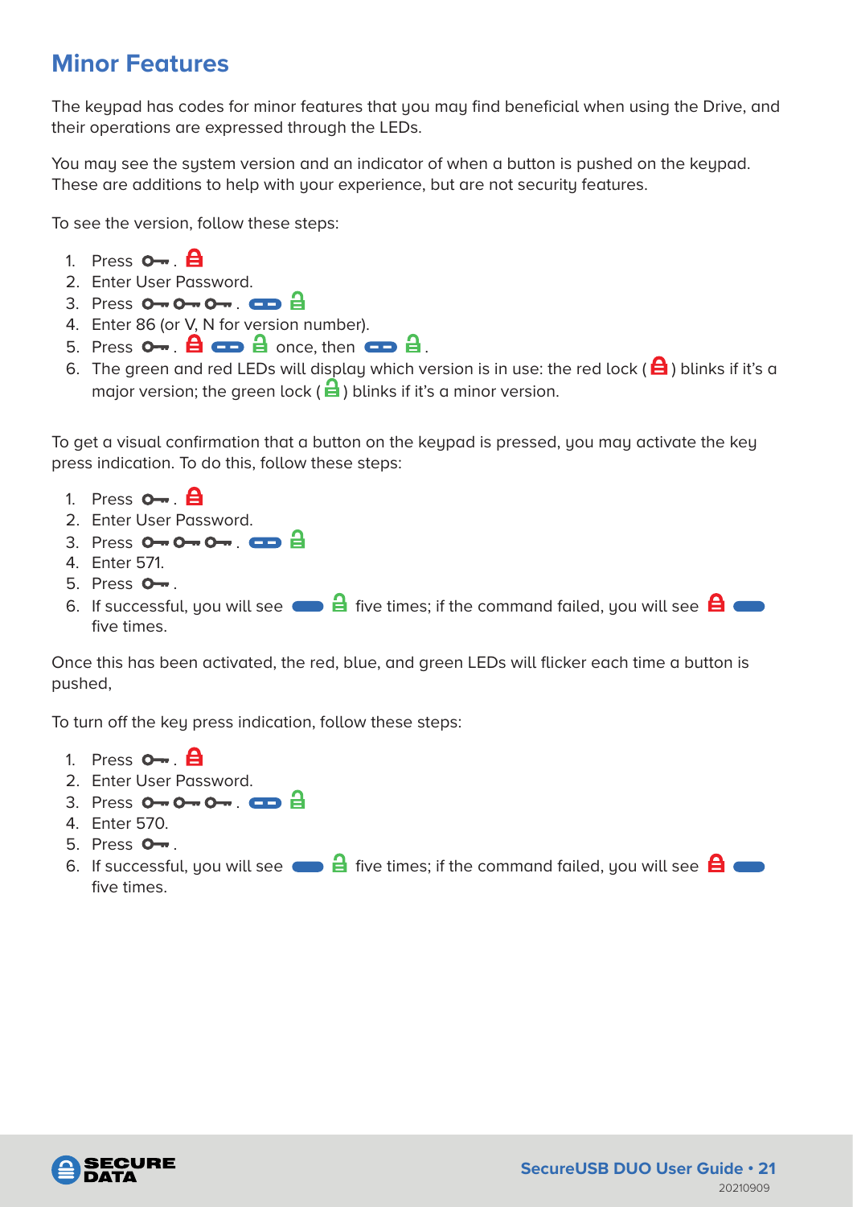## Minor Features

The keypad has codes for minor features that you may find beneficial when using the Drive, and their operations are expressed through the LEDs.

You may see the system version and an indicator of when a button is pushed on the keypad. These are additions to help with your experience, but are not security features.

To see the version, follow these steps:

1. Press . 
2. Enter User Password.
3. Press . 
4. Enter 86 (or V, N for version number).
5. Press .   once, then  .
6. The green and red LEDs will display which version is in use: the red lock ( ) blinks if it's a major version; the green lock ( ) blinks if it's a minor version.

To get a visual confirmation that a button on the keypad is pressed, you may activate the key press indication. To do this, follow these steps:

1. Press . 
2. Enter User Password.
3. Press . 
4. Enter 571.
5. Press .
6. If successful, you will see   five times; if the command failed, you will see   five times.

Once this has been activated, the red, blue, and green LEDs will flicker each time a button is pushed,

To turn off the key press indication, follow these steps:

1. Press . 
2. Enter User Password.
3. Press . 
4. Enter 570.
5. Press .
6. If successful, you will see   five times; if the command failed, you will see   five times.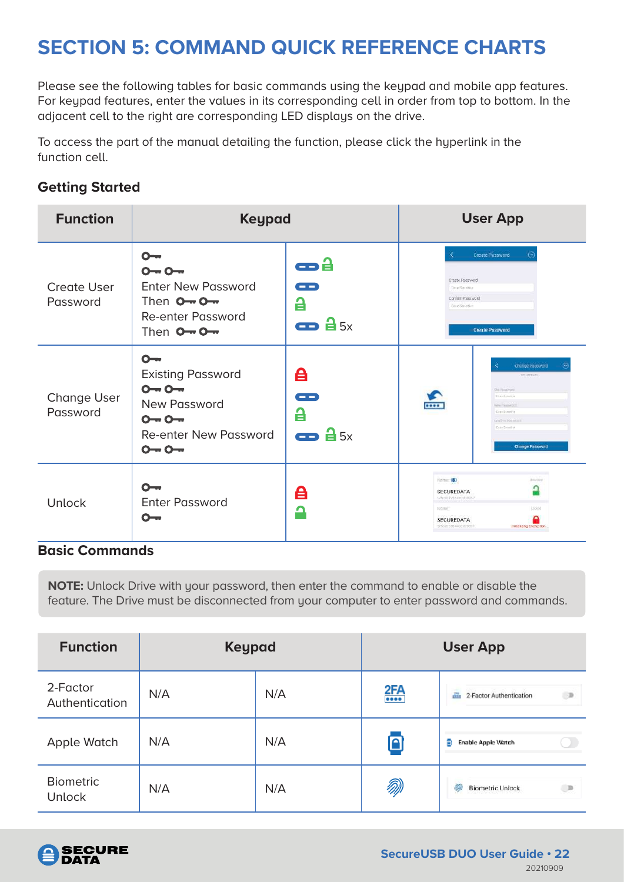# SECTION 5: COMMAND QUICK REFERENCE CHARTS

Please see the following tables for basic commands using the keypad and mobile app features. For keypad features, enter the values in its corresponding cell in order from top to bottom. In the adjacent cell to the right are corresponding LED displays on the drive.

To access the part of the manual detailing the function, please click the hyperlink in the function cell.

### Getting Started

| Function | Keypad | | User App | |
|---|---|---|---|---|
| Create User Password | Key<br>Key Key<br>Enter New Password<br>Then Key Key<br>Re-enter Password<br>Then Key Key | 5x | Create Password<br>Create Password<br>Confirm Password<br>Create Password | |
| Change User Password | Key<br>Existing Password<br>Key Key<br>New Password<br>Key Key<br>Re-enter New Password<br>Key Key | 5x | | Change Password<br>Old Password<br>New Password<br>Confirm Password<br>Change Password |
| Unlock | Key<br>Enter Password<br>Key | | SECUREDATA<br>SECUREDATA | |

### Basic Commands

**NOTE:** Unlock Drive with your password, then enter the command to enable or disable the feature. The Drive must be disconnected from your computer to enter password and commands.

| Function | Keypad | | User App | |
|---|---|---|---|---|
| 2-Factor Authentication | N/A | N/A | 2FA | 2-Factor Authentication |
| Apple Watch | N/A | N/A | | Enable Apple Watch |
| Biometric Unlock | N/A | N/A | | Biometric Unlock |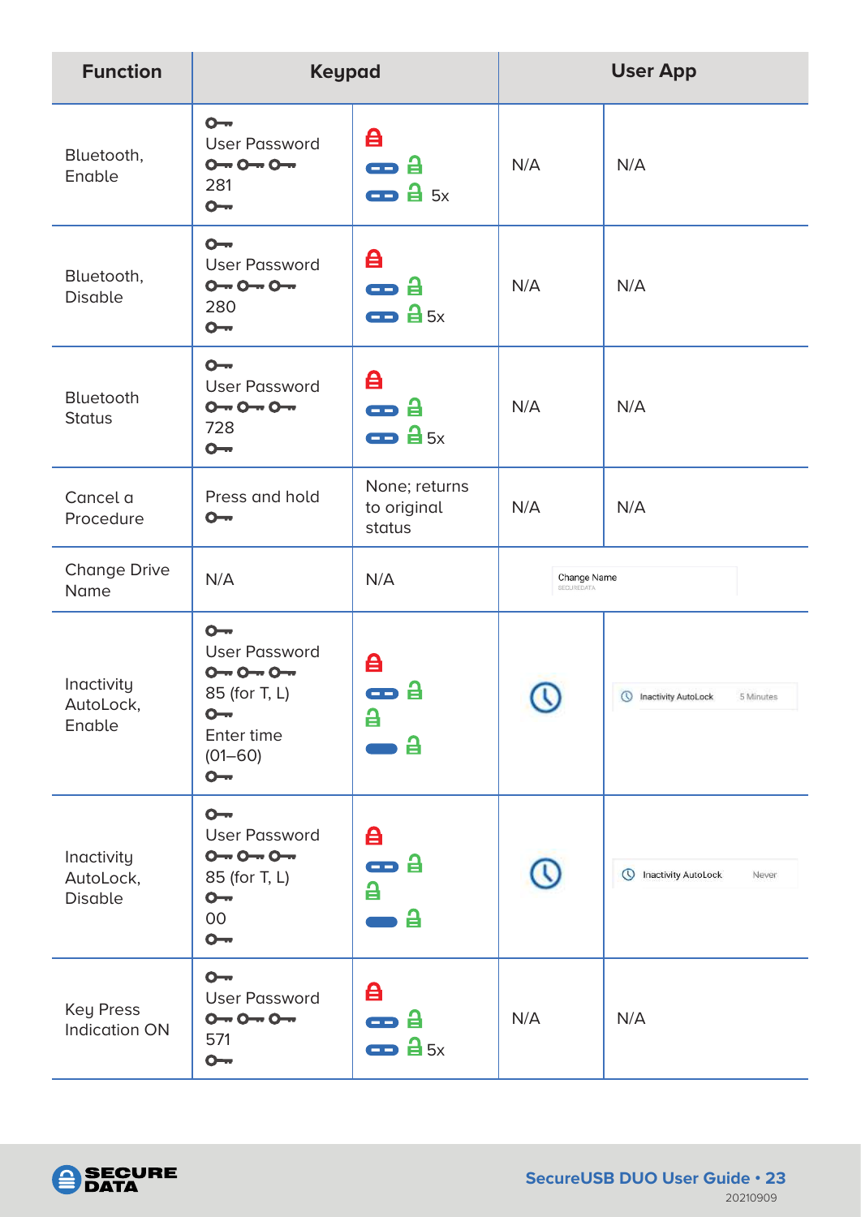| Function | Keypad | | User App | |
|---|---|---|---|---|
| Bluetooth, Enable | User Password 281 | 5x | N/A | N/A |
| Bluetooth, Disable | User Password 280 | 5x | N/A | N/A |
| Bluetooth Status | User Password 728 | 5x | N/A | N/A |
| Cancel a Procedure | Press and hold | None; returns to original status | N/A | N/A |
| Change Drive Name | N/A | N/A | Change Name SECUREDATA | |
| Inactivity AutoLock, Enable | User Password 85 (for T, L) Enter time (01–60) | | | Inactivity AutoLock 5 Minutes |
| Inactivity AutoLock, Disable | User Password 85 (for T, L) 00 | | | Inactivity AutoLock Never |
| Key Press Indication ON | User Password 571 | 5x | N/A | N/A |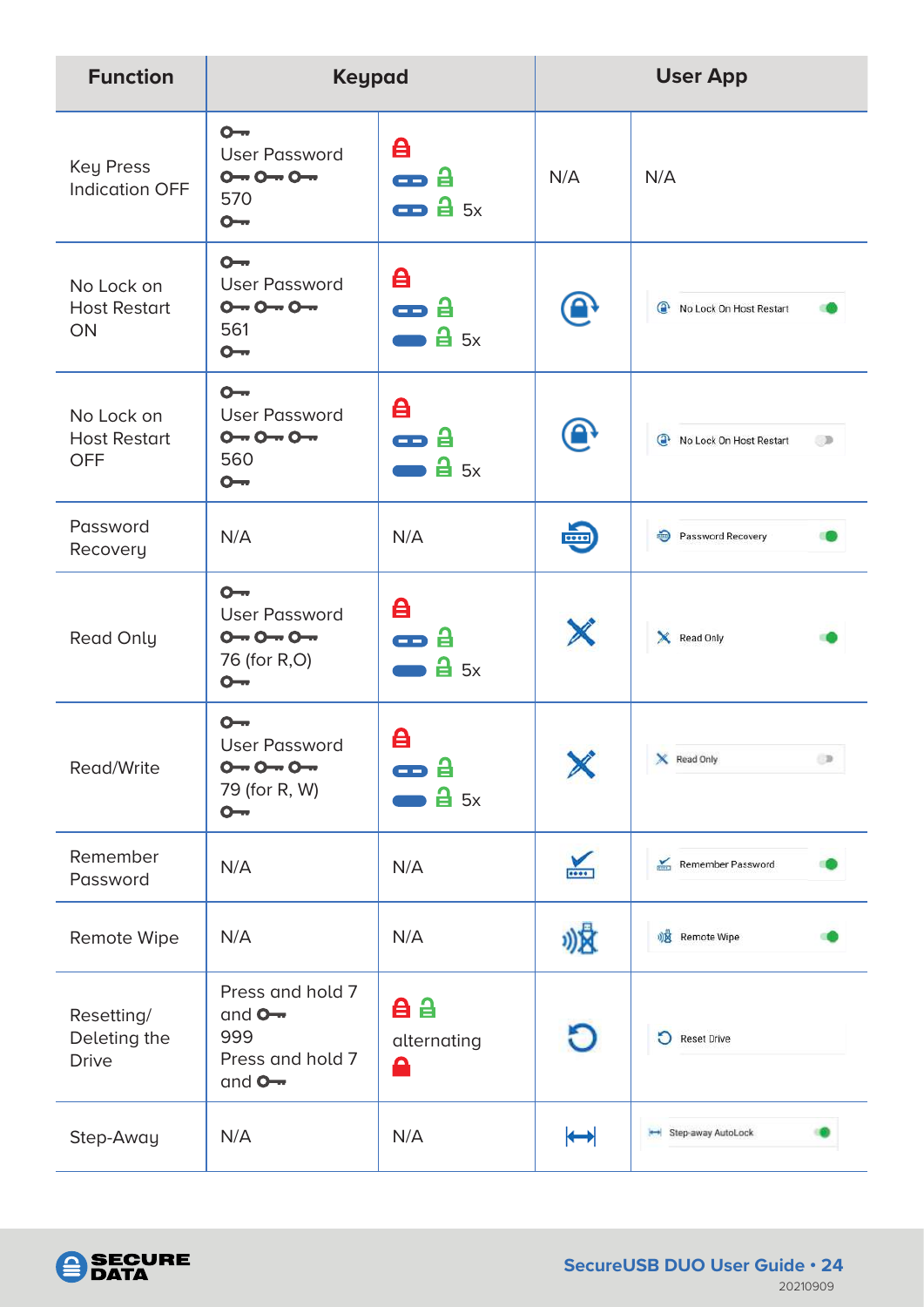| Function | Keypad | | User App | |
|---|---|---|---|---|
| Key Press Indication OFF | 🔑 User Password 🔑 🔑 🔑 570 🔑 | 🔒 (red) ▭ 🔓 (green) ▭ 🔓 (green) 5x | N/A | N/A |
| No Lock on Host Restart ON | 🔑 User Password 🔑 🔑 🔑 561 🔑 | 🔒 (red) ▭ 🔓 (green) ▬ 🔓 (green) 5x | [icon] | No Lock On Host Restart (toggle on) |
| No Lock on Host Restart OFF | 🔑 User Password 🔑 🔑 🔑 560 🔑 | 🔒 (red) ▭ 🔓 (green) ▬ 🔓 (green) 5x | [icon] | No Lock On Host Restart (toggle off) |
| Password Recovery | N/A | N/A | [icon] | Password Recovery (toggle on) |
| Read Only | 🔑 User Password 🔑 🔑 🔑 76 (for R,O) 🔑 | 🔒 (red) ▭ 🔓 (green) ▬ 🔓 (green) 5x | [icon] | Read Only (toggle on) |
| Read/Write | 🔑 User Password 🔑 🔑 🔑 79 (for R, W) 🔑 | 🔒 (red) ▭ 🔓 (green) ▬ 🔓 (green) 5x | [icon] | Read Only (toggle off) |
| Remember Password | N/A | N/A | [icon] | Remember Password (toggle on) |
| Remote Wipe | N/A | N/A | [icon] | Remote Wipe (toggle on) |
| Resetting/ Deleting the Drive | Press and hold 7 and 🔑 999 Press and hold 7 and 🔑 | 🔒 (red) 🔓 (green) alternating 🔒 (red) | [icon] | Reset Drive |
| Step-Away | N/A | N/A | [icon] | Step-away AutoLock (toggle on) |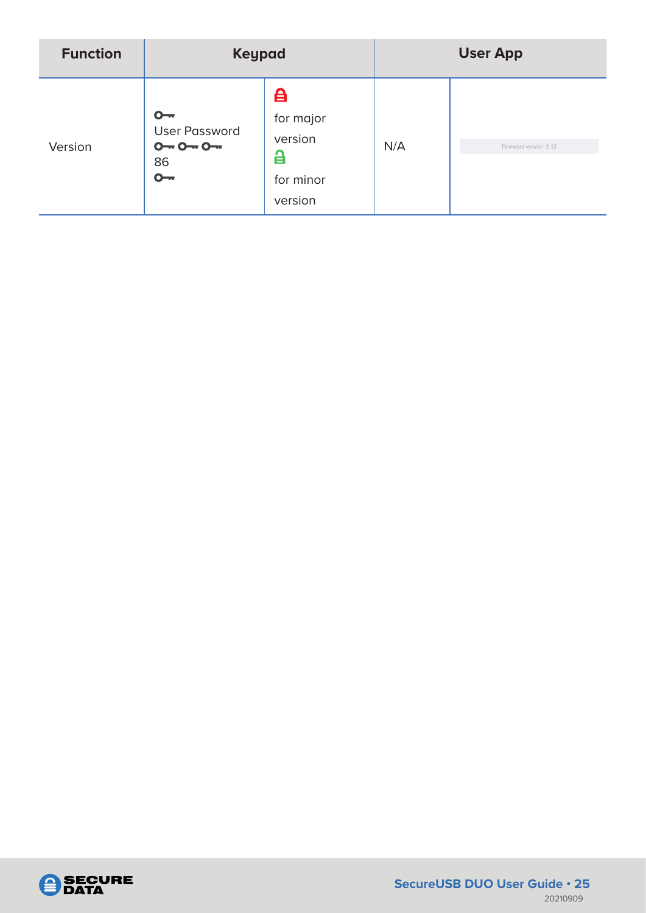| Function | Keypad | | User App | |
|---|---|---|---|---|
| Version | 🔑 User Password 🔑 🔑 🔑 86 🔑 | 🔒 (red) for major version 🔒 (green) for minor version | N/A | Firmware version :2.12 |